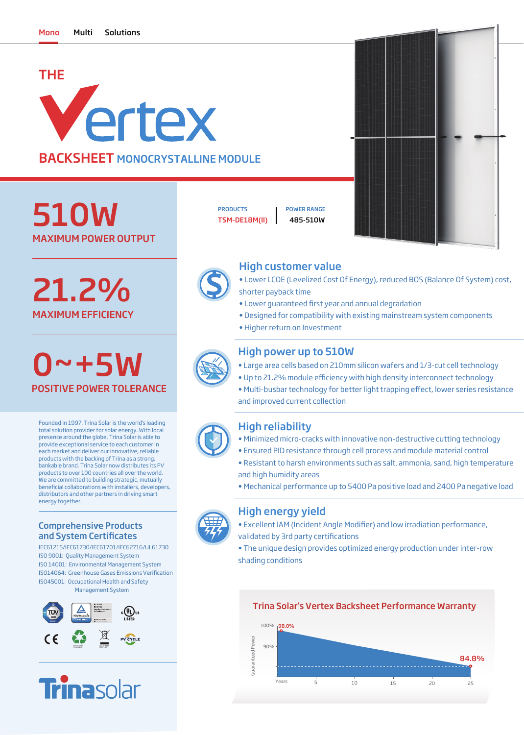Mono Multi Solutions

# THE Vertex

## BACKSHEET MONOCRYSTALLINE MODULE

| PRODUCTS | POWER RANGE |
| --- | --- |
| TSM-DE18M(II) | 485-510W |

**510W**
MAXIMUM POWER OUTPUT

**21.2%**
MAXIMUM EFFICIENCY

**0~+5W**
POSITIVE POWER TOLERANCE

Founded in 1997, Trina Solar is the world's leading total solution provider for solar energy. With local presence around the globe, Trina Solar is able to provide exceptional service to each customer in each market and deliver our innovative, reliable products with the backing of Trina as a strong, bankable brand. Trina Solar now distributes its PV products to over 100 countries all over the world. We are committed to building strategic, mutually beneficial collaborations with installers, developers, distributors and other partners in driving smart energy together.

### Comprehensive Products and System Certificates

IEC61215/IEC61730/IEC61701/IEC62716/UL61730
ISO 9001: Quality Management System
ISO 14001: Environmental Management System
ISO14064: Greenhouse Gases Emissions Verification
ISO45001: Occupational Health and Safety Management System

### High customer value

- Lower LCOE (Levelized Cost Of Energy), reduced BOS (Balance Of System) cost, shorter payback time
- Lower guaranteed first year and annual degradation
- Designed for compatibility with existing mainstream system components
- Higher return on Investment

### High power up to 510W

- Large area cells based on 210mm silicon wafers and 1/3-cut cell technology
- Up to 21.2% module efficiency with high density interconnect technology
- Multi-busbar technology for better light trapping effect, lower series resistance and improved current collection

### High reliability

- Minimized micro-cracks with innovative non-destructive cutting technology
- Ensured PID resistance through cell process and module material control
- Resistant to harsh environments such as salt, ammonia, sand, high temperature and high humidity areas
- Mechanical performance up to 5400 Pa positive load and 2400 Pa negative load

### High energy yield

- Excellent IAM (Incident Angle Modifier) and low irradiation performance, validated by 3rd party certifications
- The unique design provides optimized energy production under inter-row shading conditions

### Trina Solar's Vertex Backsheet Performance Warranty

Guaranteed Power: 100%, 90%; 98.0% (start), 84.8% (year 25)
Years: 5, 10, 15, 20, 25

Trinasolar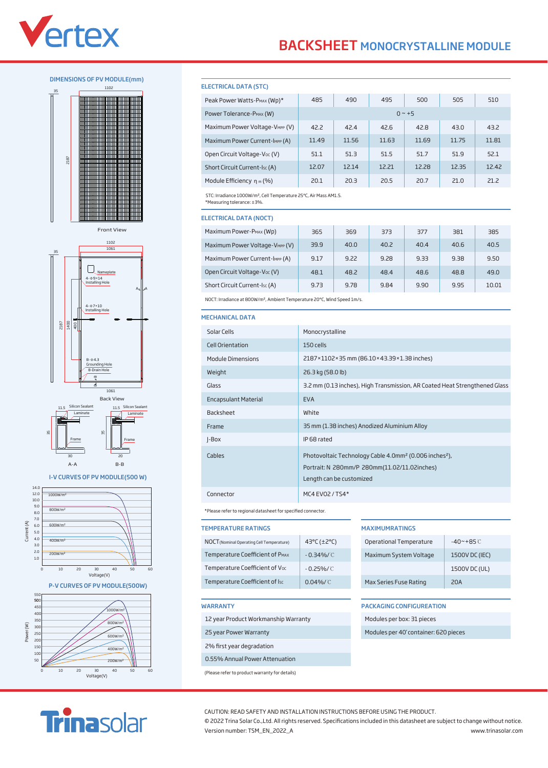# Vertex

## BACKSHEET MONOCRYSTALLINE MODULE

### DIMENSIONS OF PV MODULE(mm)

35
1102
2187
Front View

1102
1061
35
Nameplate
4-Φ9×14 Installing Hole
A
A
4-Φ7×10 Installing Hole
2187
1400
400
8-Φ4.3 Grounding Hole
8-Drain Hole
1061
Back View

11.5 Silicon Sealant
Laminate
35
Frame
30
A-A

11.5 Silicon Sealant
Laminate
35
Frame
20
B-B

### I-V CURVES OF PV MODULE(500 W)

Current (A)
14.0
12.0
10.0
9.0
8.0
7.0
6.0
5.0
4.0
3.0
2.0
1.0
1000W/m²
800W/m²
600W/m²
400W/m²
200W/m²
0 10 20 30 40 50 60
Voltage(V)

### P-V CURVES OF PV MODULE(500W)

Power (W)
550
500
450
400
350
300
250
200
150
100
50
1000W/m²
800W/m²
600W/m²
400W/m²
200W/m²
0 10 20 30 40 50 60
Voltage(V)

### ELECTRICAL DATA (STC)

| | | | | | | |
|---|---|---|---|---|---|---|
| Peak Power Watts-$P_{MAX}$ (Wp)* | 485 | 490 | 495 | 500 | 505 | 510 |
| Power Tolerance-$P_{MAX}$ (W) | 0 ~ +5 | | | | | |
| Maximum Power Voltage-$V_{MPP}$ (V) | 42.2 | 42.4 | 42.6 | 42.8 | 43.0 | 43.2 |
| Maximum Power Current-$I_{MPP}$ (A) | 11.49 | 11.56 | 11.63 | 11.69 | 11.75 | 11.81 |
| Open Circuit Voltage-$V_{OC}$ (V) | 51.1 | 51.3 | 51.5 | 51.7 | 51.9 | 52.1 |
| Short Circuit Current-$I_{SC}$ (A) | 12.07 | 12.14 | 12.21 | 12.28 | 12.35 | 12.42 |
| Module Efficiency $\eta_m$ (%) | 20.1 | 20.3 | 20.5 | 20.7 | 21.0 | 21.2 |

STC: Irradiance 1000W/m², Cell Temperature 25°C, Air Mass AM1.5.
*Measuring tolerance: ±3%.

### ELECTRICAL DATA (NOCT)

| | | | | | | |
|---|---|---|---|---|---|---|
| Maximum Power-$P_{MAX}$ (Wp) | 365 | 369 | 373 | 377 | 381 | 385 |
| Maximum Power Voltage-$V_{MPP}$ (V) | 39.9 | 40.0 | 40.2 | 40.4 | 40.6 | 40.5 |
| Maximum Power Current-$I_{MPP}$ (A) | 9.17 | 9.22 | 9.28 | 9.33 | 9.38 | 9.50 |
| Open Circuit Voltage-$V_{OC}$ (V) | 48.1 | 48.2 | 48.4 | 48.6 | 48.8 | 49.0 |
| Short Circuit Current-$I_{SC}$ (A) | 9.73 | 9.78 | 9.84 | 9.90 | 9.95 | 10.01 |

NOCT: Irradiance at 800W/m², Ambient Temperature 20°C, Wind Speed 1m/s.

### MECHANICAL DATA

| | |
|---|---|
| Solar Cells | Monocrystalline |
| Cell Orientation | 150 cells |
| Module Dimensions | 2187×1102×35 mm (86.10×43.39×1.38 inches) |
| Weight | 26.3 kg (58.0 lb) |
| Glass | 3.2 mm (0.13 inches), High Transmission, AR Coated Heat Strengthened Glass |
| Encapsulant Material | EVA |
| Backsheet | White |
| Frame | 35 mm (1.38 inches) Anodized Aluminium Alloy |
| J-Box | IP 68 rated |
| Cables | Photovoltaic Technology Cable 4.0mm² (0.006 inches²), Portrait: N 280mm/P 280mm(11.02/11.02inches) Length can be customized |
| Connector | MC4 EVO2 / TS4* |

*Please refer to regional datasheet for specified connector.

### TEMPERATURE RATINGS

| | |
|---|---|
| NOCT(Nominal Operating Cell Temperature) | 43°C (±2°C) |
| Temperature Coefficient of $P_{MAX}$ | - 0.34%/°C |
| Temperature Coefficient of $V_{OC}$ | - 0.25%/°C |
| Temperature Coefficient of $I_{SC}$ | 0.04%/°C |

### MAXIMUMRATINGS

| | |
|---|---|
| Operational Temperature | -40~+85°C |
| Maximum System Voltage | 1500V DC (IEC) |
| | 1500V DC (UL) |
| Max Series Fuse Rating | 20A |

### WARRANTY

12 year Product Workmanship Warranty
25 year Power Warranty
2% first year degradation
0.55% Annual Power Attenuation

(Please refer to product warranty for details)

### PACKAGING CONFIGUREATION

Modules per box: 31 pieces
Modules per 40' container: 620 pieces

Trinasolar

CAUTION: READ SAFETY AND INSTALLATION INSTRUCTIONS BEFORE USING THE PRODUCT.
© 2022 Trina Solar Co.,Ltd. All rights reserved. Specifications included in this datasheet are subject to change without notice.
Version number: TSM_EN_2022_A
www.trinasolar.com